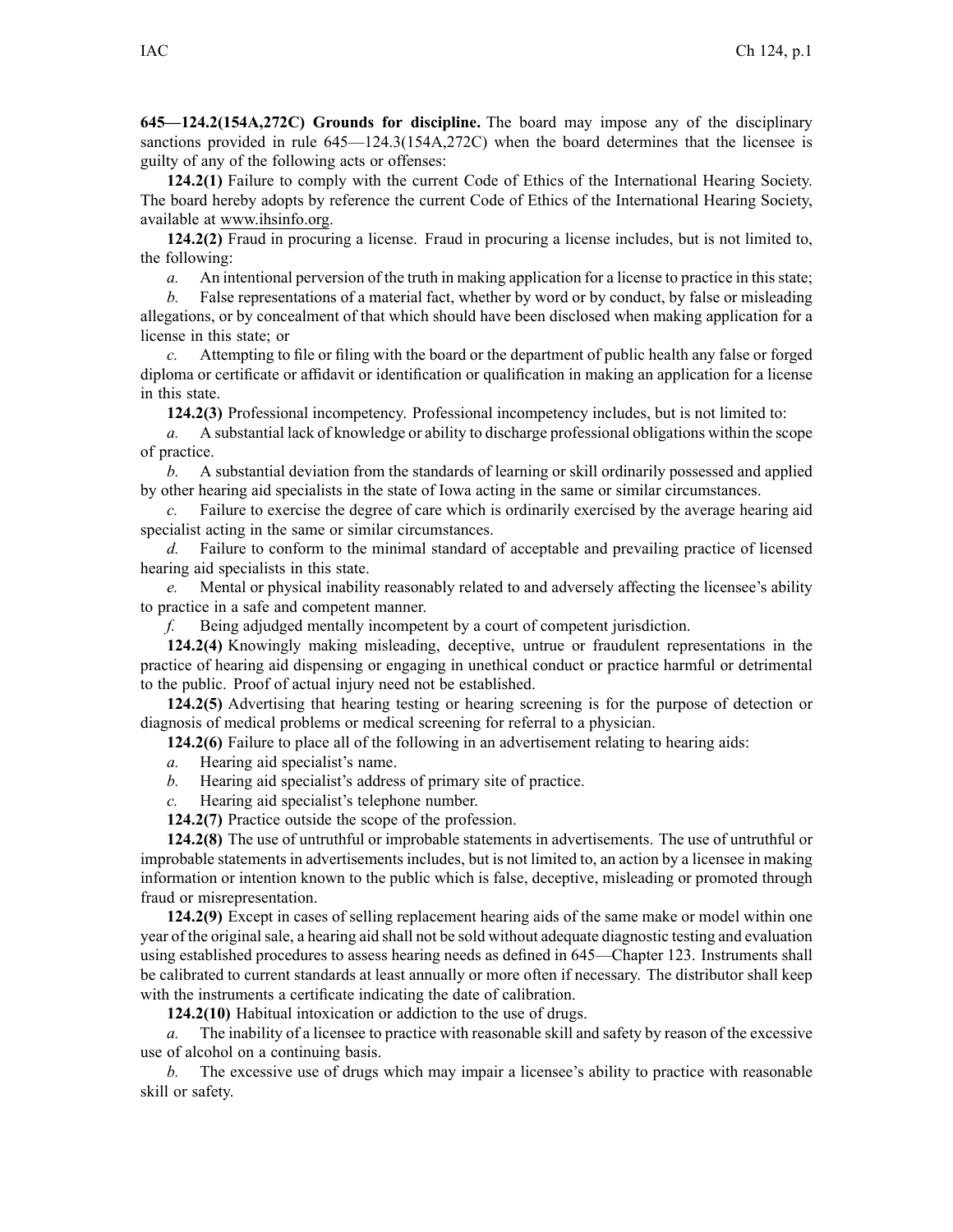**645—124.2(154A,272C) Grounds for discipline.** The board may impose any of the disciplinary sanctions provided in rule 645—124.3(154A,272C) when the board determines that the licensee is guilty of any of the following acts or offenses:

**124.2(1)** Failure to comply with the current Code of Ethics of the International Hearing Society. The board hereby adopts by reference the current Code of Ethics of the International Hearing Society, available at www.ihsinfo.org.

**124.2(2)** Fraud in procuring a license. Fraud in procuring a license includes, but is not limited to, the following:

*a.* An intentional perversion of the truth in making application for a license to practice in this state;

*b.* False representations of a material fact, whether by word or by conduct, by false or misleading allegations, or by concealment of that which should have been disclosed when making application for a license in this state; or

*c.* Attempting to file or filing with the board or the department of public health any false or forged diploma or certificate or affidavit or identification or qualification in making an application for a license in this state.

**124.2(3)** Professional incompetency. Professional incompetency includes, but is not limited to:

*a.* A substantial lack of knowledge or ability to discharge professional obligations within the scope of practice.

*b.* A substantial deviation from the standards of learning or skill ordinarily possessed and applied by other hearing aid specialists in the state of Iowa acting in the same or similar circumstances.

*c.* Failure to exercise the degree of care which is ordinarily exercised by the average hearing aid specialist acting in the same or similar circumstances.

*d.* Failure to conform to the minimal standard of acceptable and prevailing practice of licensed hearing aid specialists in this state.

*e.* Mental or physical inability reasonably related to and adversely affecting the licensee's ability to practice in a safe and competent manner.

*f.* Being adjudged mentally incompetent by a court of competent jurisdiction.

**124.2(4)** Knowingly making misleading, deceptive, untrue or fraudulent representations in the practice of hearing aid dispensing or engaging in unethical conduct or practice harmful or detrimental to the public. Proof of actual injury need not be established.

**124.2(5)** Advertising that hearing testing or hearing screening is for the purpose of detection or diagnosis of medical problems or medical screening for referral to a physician.

**124.2(6)** Failure to place all of the following in an advertisement relating to hearing aids:

*a.* Hearing aid specialist's name.

*b.* Hearing aid specialist's address of primary site of practice.

*c.* Hearing aid specialist's telephone number.

**124.2(7)** Practice outside the scope of the profession.

**124.2(8)** The use of untruthful or improbable statements in advertisements. The use of untruthful or improbable statements in advertisements includes, but is not limited to, an action by a licensee in making information or intention known to the public which is false, deceptive, misleading or promoted through fraud or misrepresentation.

**124.2(9)** Except in cases of selling replacement hearing aids of the same make or model within one year of the original sale, a hearing aid shall not be sold without adequate diagnostic testing and evaluation using established procedures to assess hearing needs as defined in 645—Chapter 123. Instruments shall be calibrated to current standards at least annually or more often if necessary. The distributor shall keep with the instruments a certificate indicating the date of calibration.

**124.2(10)** Habitual intoxication or addiction to the use of drugs.

*a.* The inability of a licensee to practice with reasonable skill and safety by reason of the excessive use of alcohol on a continuing basis.

*b.* The excessive use of drugs which may impair a licensee's ability to practice with reasonable skill or safety.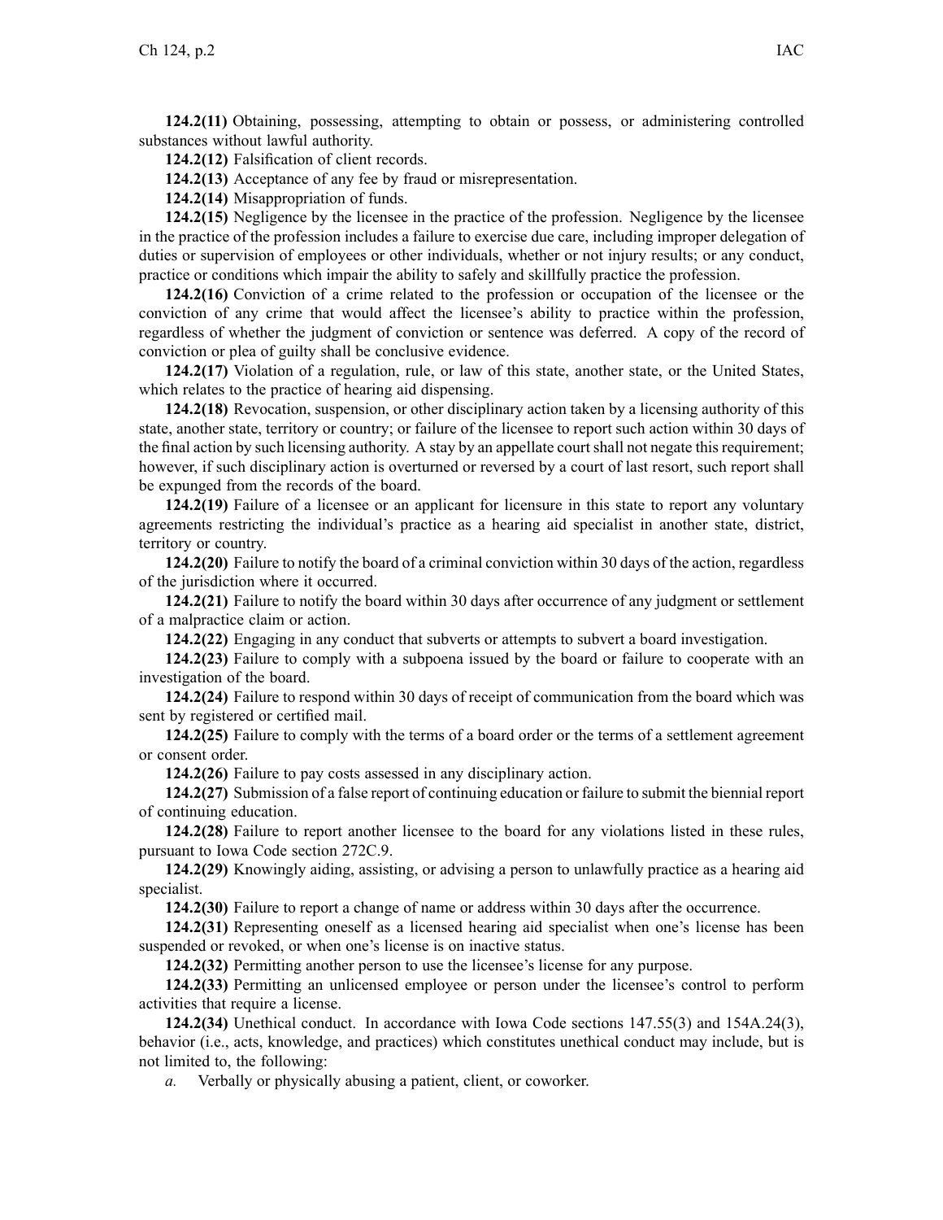**124.2(11)** Obtaining, possessing, attempting to obtain or possess, or administering controlled substances without lawful authority.

**124.2(12)** Falsification of client records.

**124.2(13)** Acceptance of any fee by fraud or misrepresentation.

**124.2(14)** Misappropriation of funds.

**124.2(15)** Negligence by the licensee in the practice of the profession. Negligence by the licensee in the practice of the profession includes a failure to exercise due care, including improper delegation of duties or supervision of employees or other individuals, whether or not injury results; or any conduct, practice or conditions which impair the ability to safely and skillfully practice the profession.

**124.2(16)** Conviction of a crime related to the profession or occupation of the licensee or the conviction of any crime that would affect the licensee's ability to practice within the profession, regardless of whether the judgment of conviction or sentence was deferred. A copy of the record of conviction or plea of guilty shall be conclusive evidence.

**124.2(17)** Violation of a regulation, rule, or law of this state, another state, or the United States, which relates to the practice of hearing aid dispensing.

**124.2(18)** Revocation, suspension, or other disciplinary action taken by a licensing authority of this state, another state, territory or country; or failure of the licensee to report such action within 30 days of the final action by such licensing authority. A stay by an appellate court shall not negate this requirement; however, if such disciplinary action is overturned or reversed by a court of last resort, such report shall be expunged from the records of the board.

**124.2(19)** Failure of a licensee or an applicant for licensure in this state to report any voluntary agreements restricting the individual's practice as a hearing aid specialist in another state, district, territory or country.

**124.2(20)** Failure to notify the board of a criminal conviction within 30 days of the action, regardless of the jurisdiction where it occurred.

**124.2(21)** Failure to notify the board within 30 days after occurrence of any judgment or settlement of a malpractice claim or action.

**124.2(22)** Engaging in any conduct that subverts or attempts to subvert a board investigation.

**124.2(23)** Failure to comply with a subpoena issued by the board or failure to cooperate with an investigation of the board.

**124.2(24)** Failure to respond within 30 days of receipt of communication from the board which was sent by registered or certified mail.

**124.2(25)** Failure to comply with the terms of a board order or the terms of a settlement agreement or consent order.

**124.2(26)** Failure to pay costs assessed in any disciplinary action.

**124.2(27)** Submission of a false report of continuing education or failure to submit the biennial report of continuing education.

**124.2(28)** Failure to report another licensee to the board for any violations listed in these rules, pursuant to Iowa Code section 272C.9.

**124.2(29)** Knowingly aiding, assisting, or advising a person to unlawfully practice as a hearing aid specialist.

**124.2(30)** Failure to report a change of name or address within 30 days after the occurrence.

**124.2(31)** Representing oneself as a licensed hearing aid specialist when one's license has been suspended or revoked, or when one's license is on inactive status.

**124.2(32)** Permitting another person to use the licensee's license for any purpose.

**124.2(33)** Permitting an unlicensed employee or person under the licensee's control to perform activities that require a license.

**124.2(34)** Unethical conduct. In accordance with Iowa Code sections 147.55(3) and 154A.24(3), behavior (i.e., acts, knowledge, and practices) which constitutes unethical conduct may include, but is not limited to, the following:

*a.* Verbally or physically abusing a patient, client, or coworker.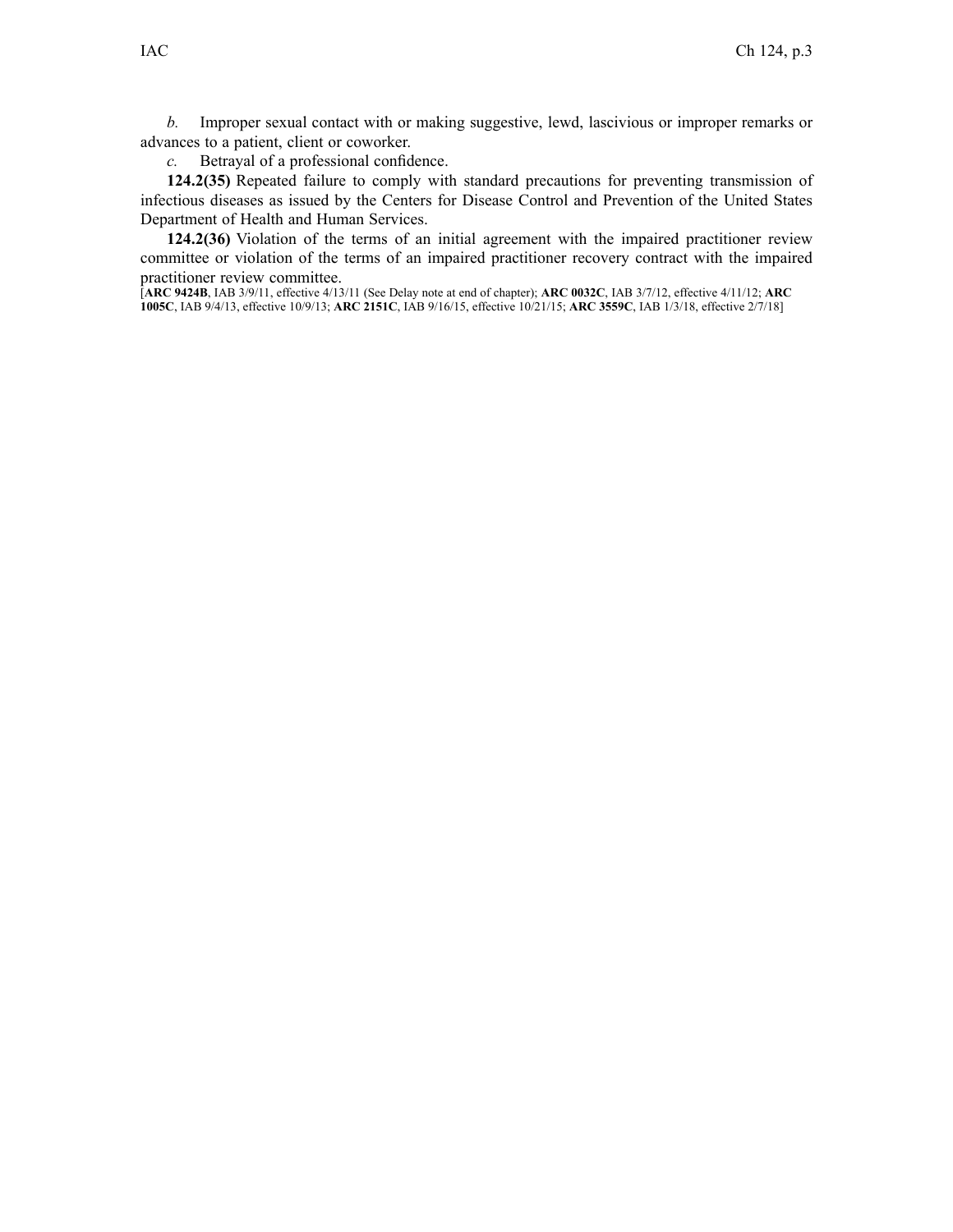*b.* Improper sexual contact with or making suggestive, lewd, lascivious or improper remarks or advances to a patient, client or coworker.

*c.* Betrayal of a professional confidence.

**124.2(35)** Repeated failure to comply with standard precautions for preventing transmission of infectious diseases as issued by the Centers for Disease Control and Prevention of the United States Department of Health and Human Services.

**124.2(36)** Violation of the terms of an initial agreement with the impaired practitioner review committee or violation of the terms of an impaired practitioner recovery contract with the impaired practitioner review committee.

[**ARC 9424B**, IAB 3/9/11, effective 4/13/11 (See Delay note at end of chapter); **ARC 0032C**, IAB 3/7/12, effective 4/11/12; **ARC 1005C**, IAB 9/4/13, effective 10/9/13; **ARC 2151C**, IAB 9/16/15, effective 10/21/15; **ARC 3559C**, IAB 1/3/18, effective 2/7/18]